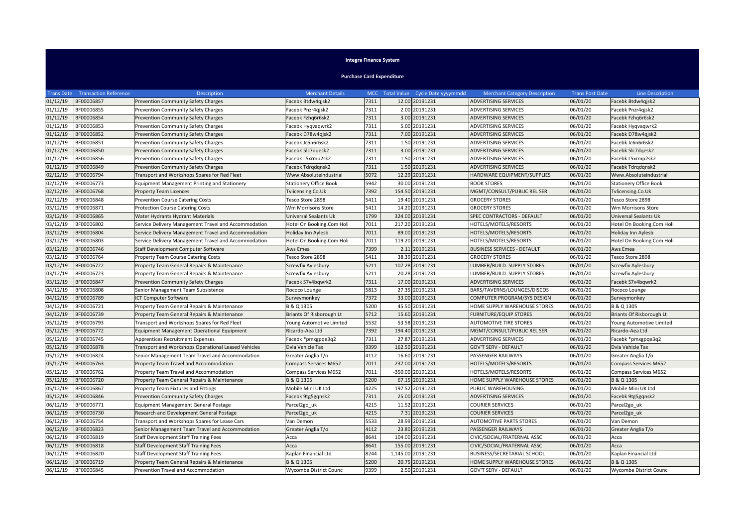# Integra Finance System

## Purchase Card Expenditure

| Trans Date | Transaction Reference | Description | Merchant Details | MCC | Total Value | Cycle Date yyyymmdd | Merchant Category Description | Trans Post Date | Line Description |
|---|---|---|---|---|---|---|---|---|---|
| 01/12/19 | BF00006857 | Prevention Community Safety Charges | Facebk Btdw4qjsk2 | 7311 | 12.00 | 20191231 | ADVERTISING SERVICES | 06/01/20 | Facebk Btdw4qjsk2 |
| 01/12/19 | BF00006855 | Prevention Community Safety Charges | Facebk Pnzr4qjsk2 | 7311 | 2.00 | 20191231 | ADVERTISING SERVICES | 06/01/20 | Facebk Pnzr4qjsk2 |
| 01/12/19 | BF00006854 | Prevention Community Safety Charges | Facebk Fzhq6r6sk2 | 7311 | 3.00 | 20191231 | ADVERTISING SERVICES | 06/01/20 | Facebk Fzhq6r6sk2 |
| 01/12/19 | BF00006853 | Prevention Community Safety Charges | Facebk Hyqvaqwrk2 | 7311 | 5.00 | 20191231 | ADVERTISING SERVICES | 06/01/20 | Facebk Hyqvaqwrk2 |
| 01/12/19 | BF00006852 | Prevention Community Safety Charges | Facebk D78w4qjsk2 | 7311 | 7.00 | 20191231 | ADVERTISING SERVICES | 06/01/20 | Facebk D78w4qjsk2 |
| 01/12/19 | BF00006851 | Prevention Community Safety Charges | Facebk Jc6n6r6sk2 | 7311 | 1.50 | 20191231 | ADVERTISING SERVICES | 06/01/20 | Facebk Jc6n6r6sk2 |
| 01/12/19 | BF00006850 | Prevention Community Safety Charges | Facebk 5lc7dqesk2 | 7311 | 3.00 | 20191231 | ADVERTISING SERVICES | 06/01/20 | Facebk 5lc7dqesk2 |
| 01/12/19 | BF00006856 | Prevention Community Safety Charges | Facebk L5xrmp2sk2 | 7311 | 1.50 | 20191231 | ADVERTISING SERVICES | 06/01/20 | Facebk L5xrmp2sk2 |
| 01/12/19 | BF00006849 | Prevention Community Safety Charges | Facebk Tdrqdqnsk2 | 7311 | 1.50 | 20191231 | ADVERTISING SERVICES | 06/01/20 | Facebk Tdrqdqnsk2 |
| 02/12/19 | BF00006794 | Transport and Workshops Spares for Red Fleet | Www.Absoluteindustrial | 5072 | 12.29 | 20191231 | HARDWARE EQUIPMENT/SUPPLIES | 06/01/20 | Www.Absoluteindustrial |
| 02/12/19 | BF00006773 | Equipment Management Printing and Stationery | Stationery Office Book | 5942 | 30.00 | 20191231 | BOOK STORES | 06/01/20 | Stationery Office Book |
| 02/12/19 | BF00006768 | Property Team Licences | Tvlicensing.Co.Uk | 7392 | 154.50 | 20191231 | MGMT/CONSULT/PUBLIC REL SER | 06/01/20 | Tvlicensing.Co.Uk |
| 02/12/19 | BF00006848 | Prevention Course Catering Costs | Tesco Store 2898 | 5411 | 19.40 | 20191231 | GROCERY STORES | 06/01/20 | Tesco Store 2898 |
| 03/12/19 | BF00006871 | Protection Course Catering Costs | Wm Morrisons Store | 5411 | 14.20 | 20191231 | GROCERY STORES | 06/01/20 | Wm Morrisons Store |
| 03/12/19 | BF00006865 | Water Hydrants Hydrant Materials | Universal Sealants Uk | 1799 | 324.00 | 20191231 | SPEC CONTRACTORS - DEFAULT | 06/01/20 | Universal Sealants Uk |
| 03/12/19 | BF00006802 | Service Delivery Management Travel and Accommodation | Hotel On Booking.Com Holi | 7011 | 217.20 | 20191231 | HOTELS/MOTELS/RESORTS | 06/01/20 | Hotel On Booking.Com Holi |
| 03/12/19 | BF00006804 | Service Delivery Management Travel and Accommodation | Holiday Inn Aylesb | 7011 | 89.00 | 20191231 | HOTELS/MOTELS/RESORTS | 06/01/20 | Holiday Inn Aylesb |
| 03/12/19 | BF00006803 | Service Delivery Management Travel and Accommodation | Hotel On Booking.Com Holi | 7011 | 119.20 | 20191231 | HOTELS/MOTELS/RESORTS | 06/01/20 | Hotel On Booking.Com Holi |
| 03/12/19 | BF00006746 | Staff Development Computer Software | Aws Emea | 7399 | 2.11 | 20191231 | BUSINESS SERVICES - DEFAULT | 06/01/20 | Aws Emea |
| 03/12/19 | BF00006764 | Property Team Course Catering Costs | Tesco Store 2898 | 5411 | 38.39 | 20191231 | GROCERY STORES | 06/01/20 | Tesco Store 2898 |
| 03/12/19 | BF00006722 | Property Team General Repairs & Maintenance | Screwfix Aylesbury | 5211 | 107.28 | 20191231 | LUMBER/BUILD. SUPPLY STORES | 06/01/20 | Screwfix Aylesbury |
| 03/12/19 | BF00006723 | Property Team General Repairs & Maintenance | Screwfix Aylesbury | 5211 | 20.28 | 20191231 | LUMBER/BUILD. SUPPLY STORES | 06/01/20 | Screwfix Aylesbury |
| 03/12/19 | BF00006847 | Prevention Community Safety Charges | Facebk S7v4bqwrk2 | 7311 | 17.00 | 20191231 | ADVERTISING SERVICES | 06/01/20 | Facebk S7v4bqwrk2 |
| 04/12/19 | BF00006808 | Senior Management Team Subsistence | Rococo Lounge | 5813 | 27.35 | 20191231 | BARS/TAVERNS/LOUNGES/DISCOS | 06/01/20 | Rococo Lounge |
| 04/12/19 | BF00006789 | ICT Computer Software | Surveymonkey | 7372 | 33.00 | 20191231 | COMPUTER PROGRAM/SYS DESIGN | 06/01/20 | Surveymonkey |
| 04/12/19 | BF00006721 | Property Team General Repairs & Maintenance | B & Q 1305 | 5200 | 45.50 | 20191231 | HOME SUPPLY WAREHOUSE STORES | 06/01/20 | B & Q 1305 |
| 04/12/19 | BF00006739 | Property Team General Repairs & Maintenance | Briants Of Risborough Lt | 5712 | 15.60 | 20191231 | FURNITURE/EQUIP STORES | 06/01/20 | Briants Of Risborough Lt |
| 05/12/19 | BF00006793 | Transport and Workshops Spares for Red Fleet | Young Automotive Limited | 5532 | 53.58 | 20191231 | AUTOMOTIVE TIRE STORES | 06/01/20 | Young Automotive Limited |
| 05/12/19 | BF00006772 | Equipment Management Operational Equipment | Ricardo-Aea Ltd | 7392 | 194.40 | 20191231 | MGMT/CONSULT/PUBLIC REL SER | 06/01/20 | Ricardo-Aea Ltd |
| 05/12/19 | BF00006745 | Apprentices Recruitment Expenses | Facebk *pmxgpqe3q2 | 7311 | 27.87 | 20191231 | ADVERTISING SERVICES | 06/01/20 | Facebk *pmxgpqe3q2 |
| 05/12/19 | BF00006878 | Transport and Workshops Operational Leased Vehicles | Dvla Vehicle Tax | 9399 | 162.50 | 20191231 | GOV'T SERV - DEFAULT | 06/01/20 | Dvla Vehicle Tax |
| 05/12/19 | BF00006824 | Senior Management Team Travel and Accommodation | Greater Anglia T/o | 4112 | 16.60 | 20191231 | PASSENGER RAILWAYS | 06/01/20 | Greater Anglia T/o |
| 05/12/19 | BF00006763 | Property Team Travel and Accommodation | Compass Services M652 | 7011 | 237.00 | 20191231 | HOTELS/MOTELS/RESORTS | 06/01/20 | Compass Services M652 |
| 05/12/19 | BF00006762 | Property Team Travel and Accommodation | Compass Services M652 | 7011 | -350.00 | 20191231 | HOTELS/MOTELS/RESORTS | 06/01/20 | Compass Services M652 |
| 05/12/19 | BF00006720 | Property Team General Repairs & Maintenance | B & Q 1305 | 5200 | 67.15 | 20191231 | HOME SUPPLY WAREHOUSE STORES | 06/01/20 | B & Q 1305 |
| 05/12/19 | BF00006867 | Property Team Fixtures and Fittings | Mobile Mini UK Ltd | 4225 | 197.52 | 20191231 | PUBLIC WAREHOUSING | 06/01/20 | Mobile Mini UK Ltd |
| 05/12/19 | BF00006846 | Prevention Community Safety Charges | Facebk 9tg5gqnsk2 | 7311 | 25.00 | 20191231 | ADVERTISING SERVICES | 06/01/20 | Facebk 9tg5gqnsk2 |
| 06/12/19 | BF00006771 | Equipment Management General Postage | Parcel2go_uk | 4215 | 11.52 | 20191231 | COURIER SERVICES | 06/01/20 | Parcel2go_uk |
| 06/12/19 | BF00006730 | Research and Development General Postage | Parcel2go_uk | 4215 | 7.31 | 20191231 | COURIER SERVICES | 06/01/20 | Parcel2go_uk |
| 06/12/19 | BF00006754 | Transport and Workshops Spares for Lease Cars | Van Demon | 5533 | 28.99 | 20191231 | AUTOMOTIVE PARTS STORES | 06/01/20 | Van Demon |
| 06/12/19 | BF00006823 | Senior Management Team Travel and Accommodation | Greater Anglia T/o | 4112 | 23.80 | 20191231 | PASSENGER RAILWAYS | 06/01/20 | Greater Anglia T/o |
| 06/12/19 | BF00006819 | Staff Development Staff Training Fees | Acca | 8641 | 104.00 | 20191231 | CIVIC/SOCIAL/FRATERNAL ASSC | 06/01/20 | Acca |
| 06/12/19 | BF00006818 | Staff Development Staff Training Fees | Acca | 8641 | 155.00 | 20191231 | CIVIC/SOCIAL/FRATERNAL ASSC | 06/01/20 | Acca |
| 06/12/19 | BF00006820 | Staff Development Staff Training Fees | Kaplan Financial Ltd | 8244 | 1,145.00 | 20191231 | BUSINESS/SECRETARIAL SCHOOL | 06/01/20 | Kaplan Financial Ltd |
| 06/12/19 | BF00006719 | Property Team General Repairs & Maintenance | B & Q 1305 | 5200 | 20.75 | 20191231 | HOME SUPPLY WAREHOUSE STORES | 06/01/20 | B & Q 1305 |
| 06/12/19 | BF00006845 | Prevention Travel and Accommodation | Wycombe District Counc | 9399 | 2.50 | 20191231 | GOV'T SERV - DEFAULT | 06/01/20 | Wycombe District Counc |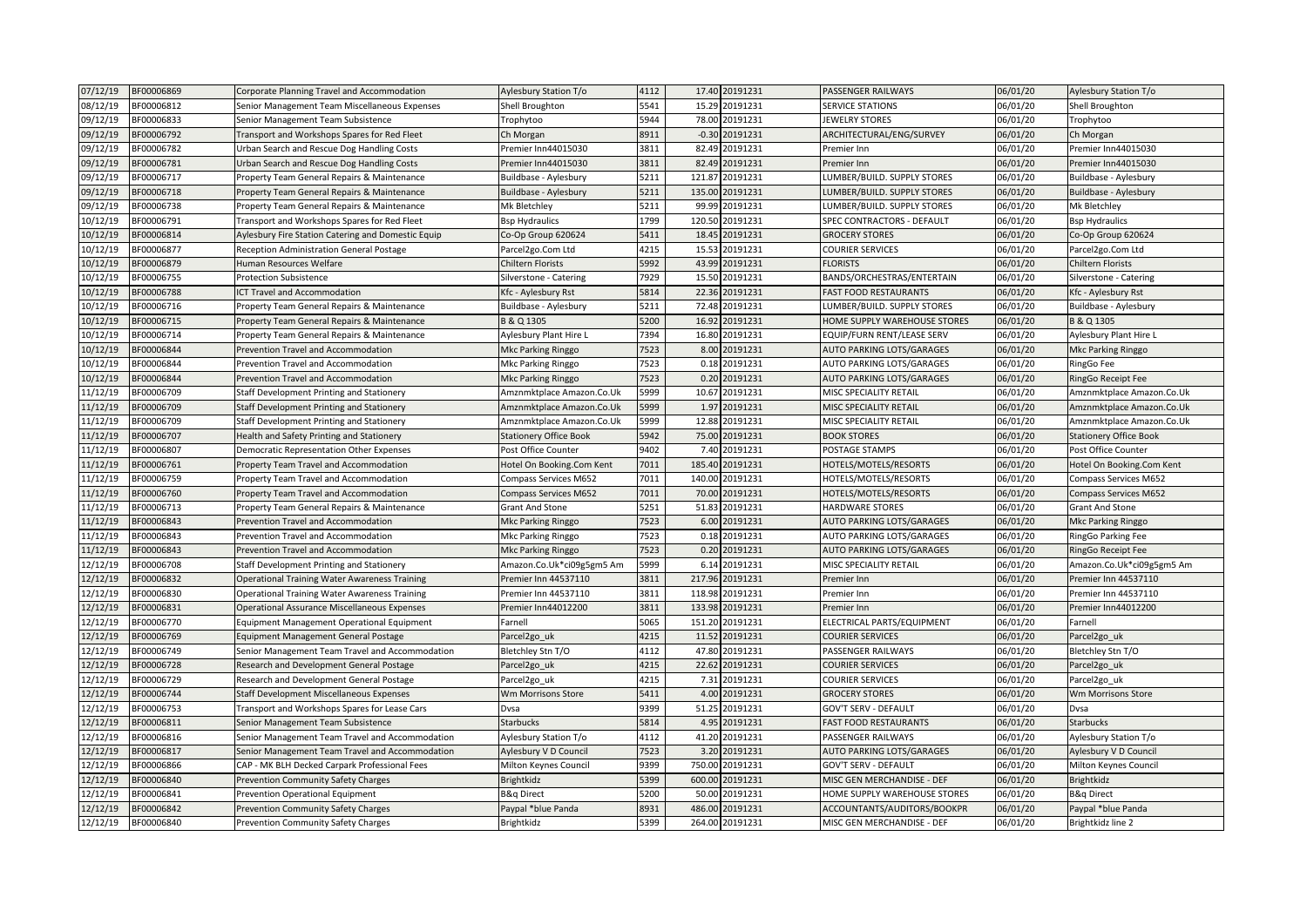| 07/12/19 | BF00006869 | Corporate Planning Travel and Accommodation | Aylesbury Station T/o | 4112 | 17.40 | 20191231 | PASSENGER RAILWAYS | 06/01/20 | Aylesbury Station T/o |
|---|---|---|---|---|---|---|---|---|---|
| 08/12/19 | BF00006812 | Senior Management Team Miscellaneous Expenses | Shell Broughton | 5541 | 15.29 | 20191231 | SERVICE STATIONS | 06/01/20 | Shell Broughton |
| 09/12/19 | BF00006833 | Senior Management Team Subsistence | Trophytoo | 5944 | 78.00 | 20191231 | JEWELRY STORES | 06/01/20 | Trophytoo |
| 09/12/19 | BF00006792 | Transport and Workshops Spares for Red Fleet | Ch Morgan | 8911 | -0.30 | 20191231 | ARCHITECTURAL/ENG/SURVEY | 06/01/20 | Ch Morgan |
| 09/12/19 | BF00006782 | Urban Search and Rescue Dog Handling Costs | Premier Inn44015030 | 3811 | 82.49 | 20191231 | Premier Inn | 06/01/20 | Premier Inn44015030 |
| 09/12/19 | BF00006781 | Urban Search and Rescue Dog Handling Costs | Premier Inn44015030 | 3811 | 82.49 | 20191231 | Premier Inn | 06/01/20 | Premier Inn44015030 |
| 09/12/19 | BF00006717 | Property Team General Repairs & Maintenance | Buildbase - Aylesbury | 5211 | 121.87 | 20191231 | LUMBER/BUILD. SUPPLY STORES | 06/01/20 | Buildbase - Aylesbury |
| 09/12/19 | BF00006718 | Property Team General Repairs & Maintenance | Buildbase - Aylesbury | 5211 | 135.00 | 20191231 | LUMBER/BUILD. SUPPLY STORES | 06/01/20 | Buildbase - Aylesbury |
| 09/12/19 | BF00006738 | Property Team General Repairs & Maintenance | Mk Bletchley | 5211 | 99.99 | 20191231 | LUMBER/BUILD. SUPPLY STORES | 06/01/20 | Mk Bletchley |
| 10/12/19 | BF00006791 | Transport and Workshops Spares for Red Fleet | Bsp Hydraulics | 1799 | 120.50 | 20191231 | SPEC CONTRACTORS - DEFAULT | 06/01/20 | Bsp Hydraulics |
| 10/12/19 | BF00006814 | Aylesbury Fire Station Catering and Domestic Equip | Co-Op Group 620624 | 5411 | 18.45 | 20191231 | GROCERY STORES | 06/01/20 | Co-Op Group 620624 |
| 10/12/19 | BF00006877 | Reception Administration General Postage | Parcel2go.Com Ltd | 4215 | 15.53 | 20191231 | COURIER SERVICES | 06/01/20 | Parcel2go.Com Ltd |
| 10/12/19 | BF00006879 | Human Resources Welfare | Chiltern Florists | 5992 | 43.99 | 20191231 | FLORISTS | 06/01/20 | Chiltern Florists |
| 10/12/19 | BF00006755 | Protection Subsistence | Silverstone - Catering | 7929 | 15.50 | 20191231 | BANDS/ORCHESTRAS/ENTERTAIN | 06/01/20 | Silverstone - Catering |
| 10/12/19 | BF00006788 | ICT Travel and Accommodation | Kfc - Aylesbury Rst | 5814 | 22.36 | 20191231 | FAST FOOD RESTAURANTS | 06/01/20 | Kfc - Aylesbury Rst |
| 10/12/19 | BF00006716 | Property Team General Repairs & Maintenance | Buildbase - Aylesbury | 5211 | 72.48 | 20191231 | LUMBER/BUILD. SUPPLY STORES | 06/01/20 | Buildbase - Aylesbury |
| 10/12/19 | BF00006715 | Property Team General Repairs & Maintenance | B & Q 1305 | 5200 | 16.92 | 20191231 | HOME SUPPLY WAREHOUSE STORES | 06/01/20 | B & Q 1305 |
| 10/12/19 | BF00006714 | Property Team General Repairs & Maintenance | Aylesbury Plant Hire L | 7394 | 16.80 | 20191231 | EQUIP/FURN RENT/LEASE SERV | 06/01/20 | Aylesbury Plant Hire L |
| 10/12/19 | BF00006844 | Prevention Travel and Accommodation | Mkc Parking Ringgo | 7523 | 8.00 | 20191231 | AUTO PARKING LOTS/GARAGES | 06/01/20 | Mkc Parking Ringgo |
| 10/12/19 | BF00006844 | Prevention Travel and Accommodation | Mkc Parking Ringgo | 7523 | 0.18 | 20191231 | AUTO PARKING LOTS/GARAGES | 06/01/20 | RingGo Fee |
| 10/12/19 | BF00006844 | Prevention Travel and Accommodation | Mkc Parking Ringgo | 7523 | 0.20 | 20191231 | AUTO PARKING LOTS/GARAGES | 06/01/20 | RingGo Receipt Fee |
| 11/12/19 | BF00006709 | Staff Development Printing and Stationery | Amznmktplace Amazon.Co.Uk | 5999 | 10.67 | 20191231 | MISC SPECIALITY RETAIL | 06/01/20 | Amznmktplace Amazon.Co.Uk |
| 11/12/19 | BF00006709 | Staff Development Printing and Stationery | Amznmktplace Amazon.Co.Uk | 5999 | 1.97 | 20191231 | MISC SPECIALITY RETAIL | 06/01/20 | Amznmktplace Amazon.Co.Uk |
| 11/12/19 | BF00006709 | Staff Development Printing and Stationery | Amznmktplace Amazon.Co.Uk | 5999 | 12.88 | 20191231 | MISC SPECIALITY RETAIL | 06/01/20 | Amznmktplace Amazon.Co.Uk |
| 11/12/19 | BF00006707 | Health and Safety Printing and Stationery | Stationery Office Book | 5942 | 75.00 | 20191231 | BOOK STORES | 06/01/20 | Stationery Office Book |
| 11/12/19 | BF00006807 | Democratic Representation Other Expenses | Post Office Counter | 9402 | 7.40 | 20191231 | POSTAGE STAMPS | 06/01/20 | Post Office Counter |
| 11/12/19 | BF00006761 | Property Team Travel and Accommodation | Hotel On Booking.Com Kent | 7011 | 185.40 | 20191231 | HOTELS/MOTELS/RESORTS | 06/01/20 | Hotel On Booking.Com Kent |
| 11/12/19 | BF00006759 | Property Team Travel and Accommodation | Compass Services M652 | 7011 | 140.00 | 20191231 | HOTELS/MOTELS/RESORTS | 06/01/20 | Compass Services M652 |
| 11/12/19 | BF00006760 | Property Team Travel and Accommodation | Compass Services M652 | 7011 | 70.00 | 20191231 | HOTELS/MOTELS/RESORTS | 06/01/20 | Compass Services M652 |
| 11/12/19 | BF00006713 | Property Team General Repairs & Maintenance | Grant And Stone | 5251 | 51.83 | 20191231 | HARDWARE STORES | 06/01/20 | Grant And Stone |
| 11/12/19 | BF00006843 | Prevention Travel and Accommodation | Mkc Parking Ringgo | 7523 | 6.00 | 20191231 | AUTO PARKING LOTS/GARAGES | 06/01/20 | Mkc Parking Ringgo |
| 11/12/19 | BF00006843 | Prevention Travel and Accommodation | Mkc Parking Ringgo | 7523 | 0.18 | 20191231 | AUTO PARKING LOTS/GARAGES | 06/01/20 | RingGo Parking Fee |
| 11/12/19 | BF00006843 | Prevention Travel and Accommodation | Mkc Parking Ringgo | 7523 | 0.20 | 20191231 | AUTO PARKING LOTS/GARAGES | 06/01/20 | RingGo Receipt Fee |
| 12/12/19 | BF00006708 | Staff Development Printing and Stationery | Amazon.Co.Uk*ci09g5gm5 Am | 5999 | 6.14 | 20191231 | MISC SPECIALITY RETAIL | 06/01/20 | Amazon.Co.Uk*ci09g5gm5 Am |
| 12/12/19 | BF00006832 | Operational Training Water Awareness Training | Premier Inn 44537110 | 3811 | 217.96 | 20191231 | Premier Inn | 06/01/20 | Premier Inn 44537110 |
| 12/12/19 | BF00006830 | Operational Training Water Awareness Training | Premier Inn 44537110 | 3811 | 118.98 | 20191231 | Premier Inn | 06/01/20 | Premier Inn 44537110 |
| 12/12/19 | BF00006831 | Operational Assurance Miscellaneous Expenses | Premier Inn44012200 | 3811 | 133.98 | 20191231 | Premier Inn | 06/01/20 | Premier Inn44012200 |
| 12/12/19 | BF00006770 | Equipment Management Operational Equipment | Farnell | 5065 | 151.20 | 20191231 | ELECTRICAL PARTS/EQUIPMENT | 06/01/20 | Farnell |
| 12/12/19 | BF00006769 | Equipment Management General Postage | Parcel2go_uk | 4215 | 11.52 | 20191231 | COURIER SERVICES | 06/01/20 | Parcel2go_uk |
| 12/12/19 | BF00006749 | Senior Management Team Travel and Accommodation | Bletchley Stn T/O | 4112 | 47.80 | 20191231 | PASSENGER RAILWAYS | 06/01/20 | Bletchley Stn T/O |
| 12/12/19 | BF00006728 | Research and Development General Postage | Parcel2go_uk | 4215 | 22.62 | 20191231 | COURIER SERVICES | 06/01/20 | Parcel2go_uk |
| 12/12/19 | BF00006729 | Research and Development General Postage | Parcel2go_uk | 4215 | 7.31 | 20191231 | COURIER SERVICES | 06/01/20 | Parcel2go_uk |
| 12/12/19 | BF00006744 | Staff Development Miscellaneous Expenses | Wm Morrisons Store | 5411 | 4.00 | 20191231 | GROCERY STORES | 06/01/20 | Wm Morrisons Store |
| 12/12/19 | BF00006753 | Transport and Workshops Spares for Lease Cars | Dvsa | 9399 | 51.25 | 20191231 | GOV'T SERV - DEFAULT | 06/01/20 | Dvsa |
| 12/12/19 | BF00006811 | Senior Management Team Subsistence | Starbucks | 5814 | 4.95 | 20191231 | FAST FOOD RESTAURANTS | 06/01/20 | Starbucks |
| 12/12/19 | BF00006816 | Senior Management Team Travel and Accommodation | Aylesbury Station T/o | 4112 | 41.20 | 20191231 | PASSENGER RAILWAYS | 06/01/20 | Aylesbury Station T/o |
| 12/12/19 | BF00006817 | Senior Management Team Travel and Accommodation | Aylesbury V D Council | 7523 | 3.20 | 20191231 | AUTO PARKING LOTS/GARAGES | 06/01/20 | Aylesbury V D Council |
| 12/12/19 | BF00006866 | CAP - MK BLH Decked Carpark Professional Fees | Milton Keynes Council | 9399 | 750.00 | 20191231 | GOV'T SERV - DEFAULT | 06/01/20 | Milton Keynes Council |
| 12/12/19 | BF00006840 | Prevention Community Safety Charges | Brightkidz | 5399 | 600.00 | 20191231 | MISC GEN MERCHANDISE - DEF | 06/01/20 | Brightkidz |
| 12/12/19 | BF00006841 | Prevention Operational Equipment | B&q Direct | 5200 | 50.00 | 20191231 | HOME SUPPLY WAREHOUSE STORES | 06/01/20 | B&q Direct |
| 12/12/19 | BF00006842 | Prevention Community Safety Charges | Paypal *blue Panda | 8931 | 486.00 | 20191231 | ACCOUNTANTS/AUDITORS/BOOKPR | 06/01/20 | Paypal *blue Panda |
| 12/12/19 | BF00006840 | Prevention Community Safety Charges | Brightkidz | 5399 | 264.00 | 20191231 | MISC GEN MERCHANDISE - DEF | 06/01/20 | Brightkidz line 2 |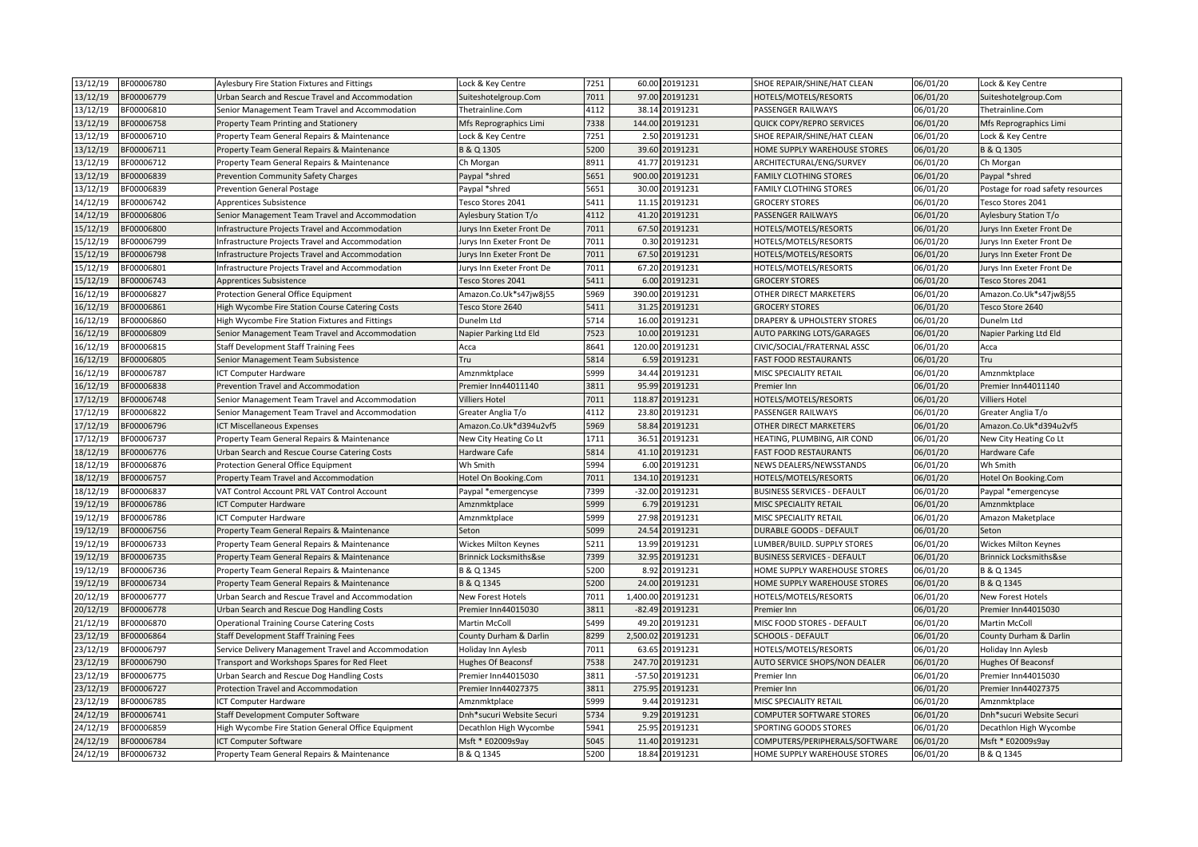| | | | | | | | | | |
|---|---|---|---|---|---|---|---|---|---|
| 13/12/19 | BF00006780 | Aylesbury Fire Station Fixtures and Fittings | Lock & Key Centre | 7251 | 60.00 | 20191231 | SHOE REPAIR/SHINE/HAT CLEAN | 06/01/20 | Lock & Key Centre |
| 13/12/19 | BF00006779 | Urban Search and Rescue Travel and Accommodation | Suiteshotelgroup.Com | 7011 | 97.00 | 20191231 | HOTELS/MOTELS/RESORTS | 06/01/20 | Suiteshotelgroup.Com |
| 13/12/19 | BF00006810 | Senior Management Team Travel and Accommodation | Thetrainline.Com | 4112 | 38.14 | 20191231 | PASSENGER RAILWAYS | 06/01/20 | Thetrainline.Com |
| 13/12/19 | BF00006758 | Property Team Printing and Stationery | Mfs Reprographics Limi | 7338 | 144.00 | 20191231 | QUICK COPY/REPRO SERVICES | 06/01/20 | Mfs Reprographics Limi |
| 13/12/19 | BF00006710 | Property Team General Repairs & Maintenance | Lock & Key Centre | 7251 | 2.50 | 20191231 | SHOE REPAIR/SHINE/HAT CLEAN | 06/01/20 | Lock & Key Centre |
| 13/12/19 | BF00006711 | Property Team General Repairs & Maintenance | B & Q 1305 | 5200 | 39.60 | 20191231 | HOME SUPPLY WAREHOUSE STORES | 06/01/20 | B & Q 1305 |
| 13/12/19 | BF00006712 | Property Team General Repairs & Maintenance | Ch Morgan | 8911 | 41.77 | 20191231 | ARCHITECTURAL/ENG/SURVEY | 06/01/20 | Ch Morgan |
| 13/12/19 | BF00006839 | Prevention Community Safety Charges | Paypal *shred | 5651 | 900.00 | 20191231 | FAMILY CLOTHING STORES | 06/01/20 | Paypal *shred |
| 13/12/19 | BF00006839 | Prevention General Postage | Paypal *shred | 5651 | 30.00 | 20191231 | FAMILY CLOTHING STORES | 06/01/20 | Postage for road safety resources |
| 14/12/19 | BF00006742 | Apprentices Subsistence | Tesco Stores 2041 | 5411 | 11.15 | 20191231 | GROCERY STORES | 06/01/20 | Tesco Stores 2041 |
| 14/12/19 | BF00006806 | Senior Management Team Travel and Accommodation | Aylesbury Station T/o | 4112 | 41.20 | 20191231 | PASSENGER RAILWAYS | 06/01/20 | Aylesbury Station T/o |
| 15/12/19 | BF00006800 | Infrastructure Projects Travel and Accommodation | Jurys Inn Exeter Front De | 7011 | 67.50 | 20191231 | HOTELS/MOTELS/RESORTS | 06/01/20 | Jurys Inn Exeter Front De |
| 15/12/19 | BF00006799 | Infrastructure Projects Travel and Accommodation | Jurys Inn Exeter Front De | 7011 | 0.30 | 20191231 | HOTELS/MOTELS/RESORTS | 06/01/20 | Jurys Inn Exeter Front De |
| 15/12/19 | BF00006798 | Infrastructure Projects Travel and Accommodation | Jurys Inn Exeter Front De | 7011 | 67.50 | 20191231 | HOTELS/MOTELS/RESORTS | 06/01/20 | Jurys Inn Exeter Front De |
| 15/12/19 | BF00006801 | Infrastructure Projects Travel and Accommodation | Jurys Inn Exeter Front De | 7011 | 67.20 | 20191231 | HOTELS/MOTELS/RESORTS | 06/01/20 | Jurys Inn Exeter Front De |
| 15/12/19 | BF00006743 | Apprentices Subsistence | Tesco Stores 2041 | 5411 | 6.00 | 20191231 | GROCERY STORES | 06/01/20 | Tesco Stores 2041 |
| 16/12/19 | BF00006827 | Protection General Office Equipment | Amazon.Co.Uk*s47jw8j55 | 5969 | 390.00 | 20191231 | OTHER DIRECT MARKETERS | 06/01/20 | Amazon.Co.Uk*s47jw8j55 |
| 16/12/19 | BF00006861 | High Wycombe Fire Station Course Catering Costs | Tesco Store 2640 | 5411 | 31.25 | 20191231 | GROCERY STORES | 06/01/20 | Tesco Store 2640 |
| 16/12/19 | BF00006860 | High Wycombe Fire Station Fixtures and Fittings | Dunelm Ltd | 5714 | 16.00 | 20191231 | DRAPERY & UPHOLSTERY STORES | 06/01/20 | Dunelm Ltd |
| 16/12/19 | BF00006809 | Senior Management Team Travel and Accommodation | Napier Parking Ltd Eld | 7523 | 10.00 | 20191231 | AUTO PARKING LOTS/GARAGES | 06/01/20 | Napier Parking Ltd Eld |
| 16/12/19 | BF00006815 | Staff Development Staff Training Fees | Acca | 8641 | 120.00 | 20191231 | CIVIC/SOCIAL/FRATERNAL ASSC | 06/01/20 | Acca |
| 16/12/19 | BF00006805 | Senior Management Team Subsistence | Tru | 5814 | 6.59 | 20191231 | FAST FOOD RESTAURANTS | 06/01/20 | Tru |
| 16/12/19 | BF00006787 | ICT Computer Hardware | Amznmktplace | 5999 | 34.44 | 20191231 | MISC SPECIALITY RETAIL | 06/01/20 | Amznmktplace |
| 16/12/19 | BF00006838 | Prevention Travel and Accommodation | Premier Inn44011140 | 3811 | 95.99 | 20191231 | Premier Inn | 06/01/20 | Premier Inn44011140 |
| 17/12/19 | BF00006748 | Senior Management Team Travel and Accommodation | Villiers Hotel | 7011 | 118.87 | 20191231 | HOTELS/MOTELS/RESORTS | 06/01/20 | Villiers Hotel |
| 17/12/19 | BF00006822 | Senior Management Team Travel and Accommodation | Greater Anglia T/o | 4112 | 23.80 | 20191231 | PASSENGER RAILWAYS | 06/01/20 | Greater Anglia T/o |
| 17/12/19 | BF00006796 | ICT Miscellaneous Expenses | Amazon.Co.Uk*d394u2vf5 | 5969 | 58.84 | 20191231 | OTHER DIRECT MARKETERS | 06/01/20 | Amazon.Co.Uk*d394u2vf5 |
| 17/12/19 | BF00006737 | Property Team General Repairs & Maintenance | New City Heating Co Lt | 1711 | 36.51 | 20191231 | HEATING, PLUMBING, AIR COND | 06/01/20 | New City Heating Co Lt |
| 18/12/19 | BF00006776 | Urban Search and Rescue Course Catering Costs | Hardware Cafe | 5814 | 41.10 | 20191231 | FAST FOOD RESTAURANTS | 06/01/20 | Hardware Cafe |
| 18/12/19 | BF00006876 | Protection General Office Equipment | Wh Smith | 5994 | 6.00 | 20191231 | NEWS DEALERS/NEWSSTANDS | 06/01/20 | Wh Smith |
| 18/12/19 | BF00006757 | Property Team Travel and Accommodation | Hotel On Booking.Com | 7011 | 134.10 | 20191231 | HOTELS/MOTELS/RESORTS | 06/01/20 | Hotel On Booking.Com |
| 18/12/19 | BF00006837 | VAT Control Account PRL VAT Control Account | Paypal *emergencyse | 7399 | -32.00 | 20191231 | BUSINESS SERVICES - DEFAULT | 06/01/20 | Paypal *emergencyse |
| 19/12/19 | BF00006786 | ICT Computer Hardware | Amznmktplace | 5999 | 6.79 | 20191231 | MISC SPECIALITY RETAIL | 06/01/20 | Amznmktplace |
| 19/12/19 | BF00006786 | ICT Computer Hardware | Amznmktplace | 5999 | 27.98 | 20191231 | MISC SPECIALITY RETAIL | 06/01/20 | Amazon Maketplace |
| 19/12/19 | BF00006756 | Property Team General Repairs & Maintenance | Seton | 5099 | 24.54 | 20191231 | DURABLE GOODS - DEFAULT | 06/01/20 | Seton |
| 19/12/19 | BF00006733 | Property Team General Repairs & Maintenance | Wickes Milton Keynes | 5211 | 13.99 | 20191231 | LUMBER/BUILD. SUPPLY STORES | 06/01/20 | Wickes Milton Keynes |
| 19/12/19 | BF00006735 | Property Team General Repairs & Maintenance | Brinnick Locksmiths&se | 7399 | 32.95 | 20191231 | BUSINESS SERVICES - DEFAULT | 06/01/20 | Brinnick Locksmiths&se |
| 19/12/19 | BF00006736 | Property Team General Repairs & Maintenance | B & Q 1345 | 5200 | 8.92 | 20191231 | HOME SUPPLY WAREHOUSE STORES | 06/01/20 | B & Q 1345 |
| 19/12/19 | BF00006734 | Property Team General Repairs & Maintenance | B & Q 1345 | 5200 | 24.00 | 20191231 | HOME SUPPLY WAREHOUSE STORES | 06/01/20 | B & Q 1345 |
| 20/12/19 | BF00006777 | Urban Search and Rescue Travel and Accommodation | New Forest Hotels | 7011 | 1,400.00 | 20191231 | HOTELS/MOTELS/RESORTS | 06/01/20 | New Forest Hotels |
| 20/12/19 | BF00006778 | Urban Search and Rescue Dog Handling Costs | Premier Inn44015030 | 3811 | -82.49 | 20191231 | Premier Inn | 06/01/20 | Premier Inn44015030 |
| 21/12/19 | BF00006870 | Operational Training Course Catering Costs | Martin McColl | 5499 | 49.20 | 20191231 | MISC FOOD STORES - DEFAULT | 06/01/20 | Martin McColl |
| 23/12/19 | BF00006864 | Staff Development Staff Training Fees | County Durham & Darlin | 8299 | 2,500.02 | 20191231 | SCHOOLS - DEFAULT | 06/01/20 | County Durham & Darlin |
| 23/12/19 | BF00006797 | Service Delivery Management Travel and Accommodation | Holiday Inn Aylesb | 7011 | 63.65 | 20191231 | HOTELS/MOTELS/RESORTS | 06/01/20 | Holiday Inn Aylesb |
| 23/12/19 | BF00006790 | Transport and Workshops Spares for Red Fleet | Hughes Of Beaconsf | 7538 | 247.70 | 20191231 | AUTO SERVICE SHOPS/NON DEALER | 06/01/20 | Hughes Of Beaconsf |
| 23/12/19 | BF00006775 | Urban Search and Rescue Dog Handling Costs | Premier Inn44015030 | 3811 | -57.50 | 20191231 | Premier Inn | 06/01/20 | Premier Inn44015030 |
| 23/12/19 | BF00006727 | Protection Travel and Accommodation | Premier Inn44027375 | 3811 | 275.95 | 20191231 | Premier Inn | 06/01/20 | Premier Inn44027375 |
| 23/12/19 | BF00006785 | ICT Computer Hardware | Amznmktplace | 5999 | 9.44 | 20191231 | MISC SPECIALITY RETAIL | 06/01/20 | Amznmktplace |
| 24/12/19 | BF00006741 | Staff Development Computer Software | Dnh*sucuri Website Securi | 5734 | 9.29 | 20191231 | COMPUTER SOFTWARE STORES | 06/01/20 | Dnh*sucuri Website Securi |
| 24/12/19 | BF00006859 | High Wycombe Fire Station General Office Equipment | Decathlon High Wycombe | 5941 | 25.95 | 20191231 | SPORTING GOODS STORES | 06/01/20 | Decathlon High Wycombe |
| 24/12/19 | BF00006784 | ICT Computer Software | Msft * E02009s9ay | 5045 | 11.40 | 20191231 | COMPUTERS/PERIPHERALS/SOFTWARE | 06/01/20 | Msft * E02009s9ay |
| 24/12/19 | BF00006732 | Property Team General Repairs & Maintenance | B & Q 1345 | 5200 | 18.84 | 20191231 | HOME SUPPLY WAREHOUSE STORES | 06/01/20 | B & Q 1345 |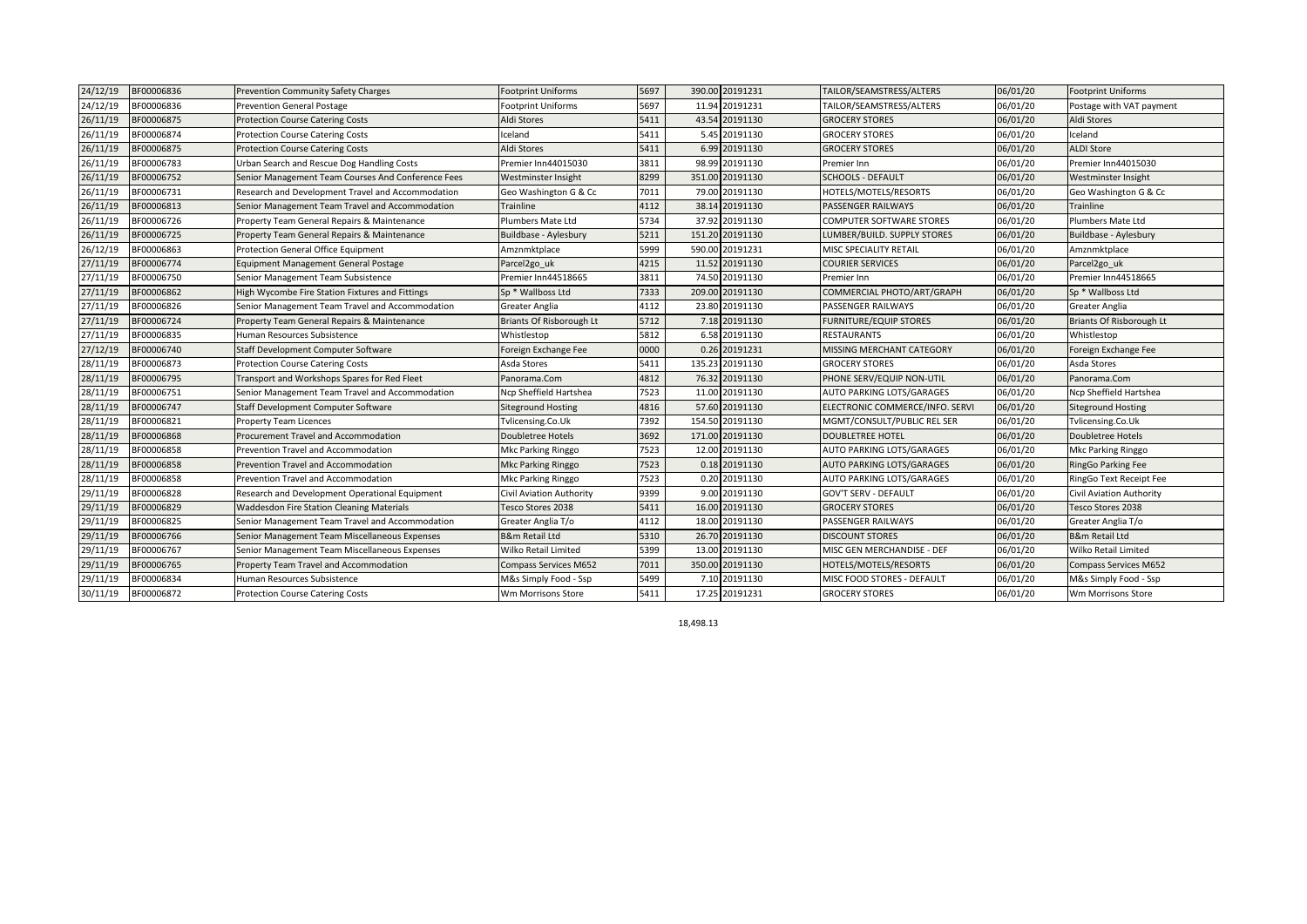| | | | | | | | | | |
|---|---|---|---|---|---|---|---|---|---|
| 24/12/19 | BF00006836 | Prevention Community Safety Charges | Footprint Uniforms | 5697 | 390.00 | 20191231 | TAILOR/SEAMSTRESS/ALTERS | 06/01/20 | Footprint Uniforms |
| 24/12/19 | BF00006836 | Prevention General Postage | Footprint Uniforms | 5697 | 11.94 | 20191231 | TAILOR/SEAMSTRESS/ALTERS | 06/01/20 | Postage with VAT payment |
| 26/11/19 | BF00006875 | Protection Course Catering Costs | Aldi Stores | 5411 | 43.54 | 20191130 | GROCERY STORES | 06/01/20 | Aldi Stores |
| 26/11/19 | BF00006874 | Protection Course Catering Costs | Iceland | 5411 | 5.45 | 20191130 | GROCERY STORES | 06/01/20 | Iceland |
| 26/11/19 | BF00006875 | Protection Course Catering Costs | Aldi Stores | 5411 | 6.99 | 20191130 | GROCERY STORES | 06/01/20 | ALDI Store |
| 26/11/19 | BF00006783 | Urban Search and Rescue Dog Handling Costs | Premier Inn44015030 | 3811 | 98.99 | 20191130 | Premier Inn | 06/01/20 | Premier Inn44015030 |
| 26/11/19 | BF00006752 | Senior Management Team Courses And Conference Fees | Westminster Insight | 8299 | 351.00 | 20191130 | SCHOOLS - DEFAULT | 06/01/20 | Westminster Insight |
| 26/11/19 | BF00006731 | Research and Development Travel and Accommodation | Geo Washington G & Cc | 7011 | 79.00 | 20191130 | HOTELS/MOTELS/RESORTS | 06/01/20 | Geo Washington G & Cc |
| 26/11/19 | BF00006813 | Senior Management Team Travel and Accommodation | Trainline | 4112 | 38.14 | 20191130 | PASSENGER RAILWAYS | 06/01/20 | Trainline |
| 26/11/19 | BF00006726 | Property Team General Repairs & Maintenance | Plumbers Mate Ltd | 5734 | 37.92 | 20191130 | COMPUTER SOFTWARE STORES | 06/01/20 | Plumbers Mate Ltd |
| 26/11/19 | BF00006725 | Property Team General Repairs & Maintenance | Buildbase - Aylesbury | 5211 | 151.20 | 20191130 | LUMBER/BUILD. SUPPLY STORES | 06/01/20 | Buildbase - Aylesbury |
| 26/12/19 | BF00006863 | Protection General Office Equipment | Amznmktplace | 5999 | 590.00 | 20191231 | MISC SPECIALITY RETAIL | 06/01/20 | Amznmktplace |
| 27/11/19 | BF00006774 | Equipment Management General Postage | Parcel2go_uk | 4215 | 11.52 | 20191130 | COURIER SERVICES | 06/01/20 | Parcel2go_uk |
| 27/11/19 | BF00006750 | Senior Management Team Subsistence | Premier Inn44518665 | 3811 | 74.50 | 20191130 | Premier Inn | 06/01/20 | Premier Inn44518665 |
| 27/11/19 | BF00006862 | High Wycombe Fire Station Fixtures and Fittings | Sp * Wallboss Ltd | 7333 | 209.00 | 20191130 | COMMERCIAL PHOTO/ART/GRAPH | 06/01/20 | Sp * Wallboss Ltd |
| 27/11/19 | BF00006826 | Senior Management Team Travel and Accommodation | Greater Anglia | 4112 | 23.80 | 20191130 | PASSENGER RAILWAYS | 06/01/20 | Greater Anglia |
| 27/11/19 | BF00006724 | Property Team General Repairs & Maintenance | Briants Of Risborough Lt | 5712 | 7.18 | 20191130 | FURNITURE/EQUIP STORES | 06/01/20 | Briants Of Risborough Lt |
| 27/11/19 | BF00006835 | Human Resources Subsistence | Whistlestop | 5812 | 6.58 | 20191130 | RESTAURANTS | 06/01/20 | Whistlestop |
| 27/12/19 | BF00006740 | Staff Development Computer Software | Foreign Exchange Fee | 0000 | 0.26 | 20191231 | MISSING MERCHANT CATEGORY | 06/01/20 | Foreign Exchange Fee |
| 28/11/19 | BF00006873 | Protection Course Catering Costs | Asda Stores | 5411 | 135.23 | 20191130 | GROCERY STORES | 06/01/20 | Asda Stores |
| 28/11/19 | BF00006795 | Transport and Workshops Spares for Red Fleet | Panorama.Com | 4812 | 76.32 | 20191130 | PHONE SERV/EQUIP NON-UTIL | 06/01/20 | Panorama.Com |
| 28/11/19 | BF00006751 | Senior Management Team Travel and Accommodation | Ncp Sheffield Hartshea | 7523 | 11.00 | 20191130 | AUTO PARKING LOTS/GARAGES | 06/01/20 | Ncp Sheffield Hartshea |
| 28/11/19 | BF00006747 | Staff Development Computer Software | Siteground Hosting | 4816 | 57.60 | 20191130 | ELECTRONIC COMMERCE/INFO. SERVI | 06/01/20 | Siteground Hosting |
| 28/11/19 | BF00006821 | Property Team Licences | Tvlicensing.Co.Uk | 7392 | 154.50 | 20191130 | MGMT/CONSULT/PUBLIC REL SER | 06/01/20 | Tvlicensing.Co.Uk |
| 28/11/19 | BF00006868 | Procurement Travel and Accommodation | Doubletree Hotels | 3692 | 171.00 | 20191130 | DOUBLETREE HOTEL | 06/01/20 | Doubletree Hotels |
| 28/11/19 | BF00006858 | Prevention Travel and Accommodation | Mkc Parking Ringgo | 7523 | 12.00 | 20191130 | AUTO PARKING LOTS/GARAGES | 06/01/20 | Mkc Parking Ringgo |
| 28/11/19 | BF00006858 | Prevention Travel and Accommodation | Mkc Parking Ringgo | 7523 | 0.18 | 20191130 | AUTO PARKING LOTS/GARAGES | 06/01/20 | RingGo Parking Fee |
| 28/11/19 | BF00006858 | Prevention Travel and Accommodation | Mkc Parking Ringgo | 7523 | 0.20 | 20191130 | AUTO PARKING LOTS/GARAGES | 06/01/20 | RingGo Text Receipt Fee |
| 29/11/19 | BF00006828 | Research and Development Operational Equipment | Civil Aviation Authority | 9399 | 9.00 | 20191130 | GOV'T SERV - DEFAULT | 06/01/20 | Civil Aviation Authority |
| 29/11/19 | BF00006829 | Waddesdon Fire Station Cleaning Materials | Tesco Stores 2038 | 5411 | 16.00 | 20191130 | GROCERY STORES | 06/01/20 | Tesco Stores 2038 |
| 29/11/19 | BF00006825 | Senior Management Team Travel and Accommodation | Greater Anglia T/o | 4112 | 18.00 | 20191130 | PASSENGER RAILWAYS | 06/01/20 | Greater Anglia T/o |
| 29/11/19 | BF00006766 | Senior Management Team Miscellaneous Expenses | B&m Retail Ltd | 5310 | 26.70 | 20191130 | DISCOUNT STORES | 06/01/20 | B&m Retail Ltd |
| 29/11/19 | BF00006767 | Senior Management Team Miscellaneous Expenses | Wilko Retail Limited | 5399 | 13.00 | 20191130 | MISC GEN MERCHANDISE - DEF | 06/01/20 | Wilko Retail Limited |
| 29/11/19 | BF00006765 | Property Team Travel and Accommodation | Compass Services M652 | 7011 | 350.00 | 20191130 | HOTELS/MOTELS/RESORTS | 06/01/20 | Compass Services M652 |
| 29/11/19 | BF00006834 | Human Resources Subsistence | M&s Simply Food - Ssp | 5499 | 7.10 | 20191130 | MISC FOOD STORES - DEFAULT | 06/01/20 | M&s Simply Food - Ssp |
| 30/11/19 | BF00006872 | Protection Course Catering Costs | Wm Morrisons Store | 5411 | 17.25 | 20191231 | GROCERY STORES | 06/01/20 | Wm Morrisons Store |

18,498.13